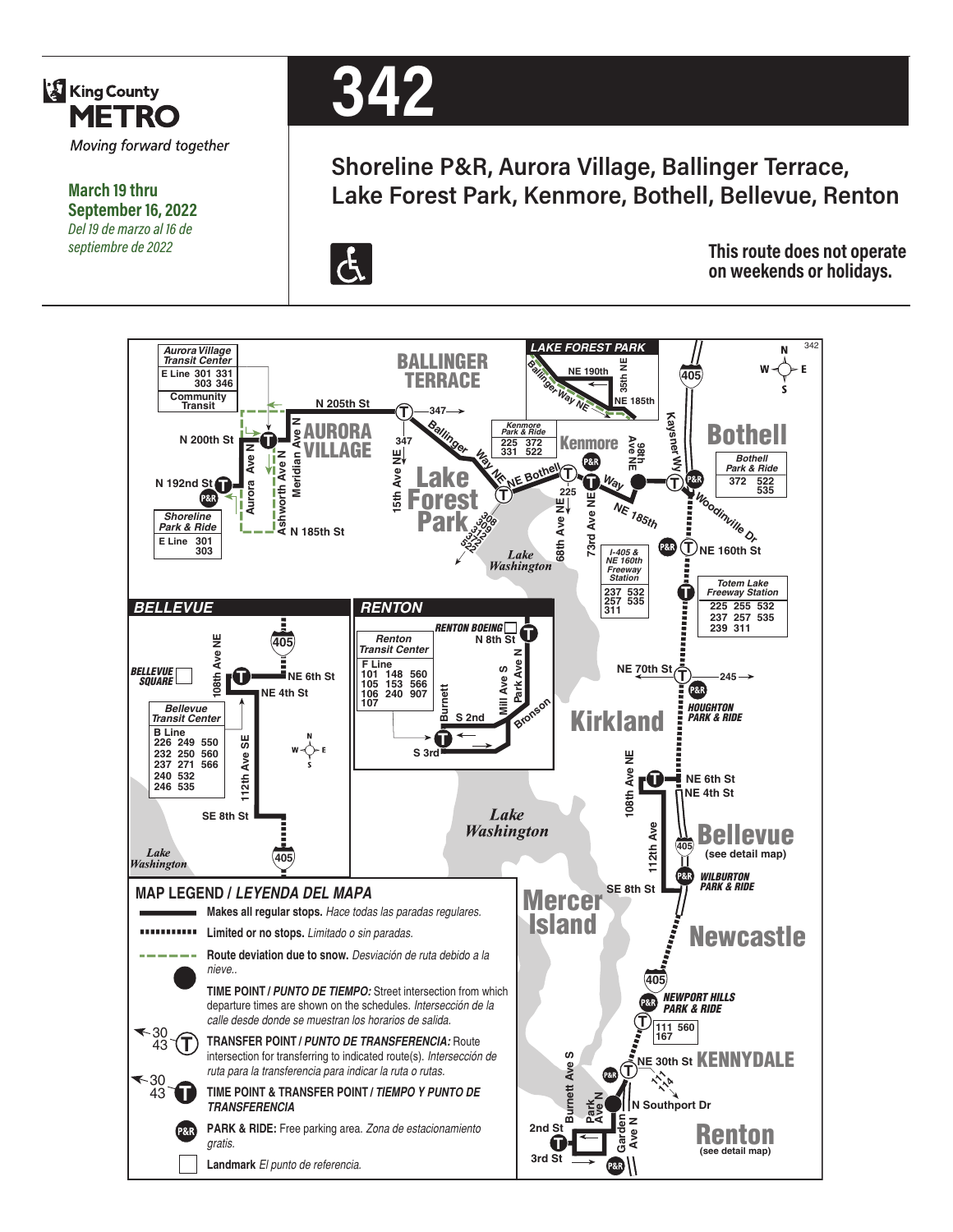King County METRO

*Moving forward together*

**March 19 thru September 16, 2022**

*Del 19 de marzo al 16 de septiembre de 2022*

# 342

## Shoreline P&R, Aurora Village, Ballinger Terrace, Lake Forest Park, Kenmore, Bothell, Bellevue, Renton

**This route does not operate on weekends or holidays.**

Aurora Village Transit Center: E Line 301 331 303 346, Community Transit

Shoreline Park & Ride: E Line 301 303

Kenmore Park & Ride: 225 372 331 522

Bothell Park & Ride: 372 522 535

I-405 & NE 160th Freeway Station: 237 532 257 535 311

Totem Lake Freeway Station: 225 255 532 237 257 535 239 311

Bellevue Transit Center: B Line 226 249 550 232 250 560 237 271 566 240 532 246 535

Renton Transit Center: F Line 101 148 560 105 153 566 106 240 907 107

Newport Hills Park & Ride: 111 560 167

### MAP LEGEND / *LEYENDA DEL MAPA*

- **Makes all regular stops.** *Hace todas las paradas regulares.*
- **Limited or no stops.** *Limitado o sin paradas.*
- **Route deviation due to snow.** *Desviación de ruta debido a la nieve..*
- **TIME POINT / *PUNTO DE TIEMPO:*** Street intersection from which departure times are shown on the schedules. *Intersección de la calle desde donde se muestran los horarios de salida.*
- **TRANSFER POINT / *PUNTO DE TRANSFERENCIA:*** Route intersection for transferring to indicated route(s). *Intersección de ruta para la transferencia para indicar la ruta o rutas.*
- **TIME POINT & TRANSFER POINT / *TIEMPO Y PUNTO DE TRANSFERENCIA***
- **PARK & RIDE:** Free parking area. *Zona de estacionamiento gratis.*
- **Landmark** *El punto de referencia.*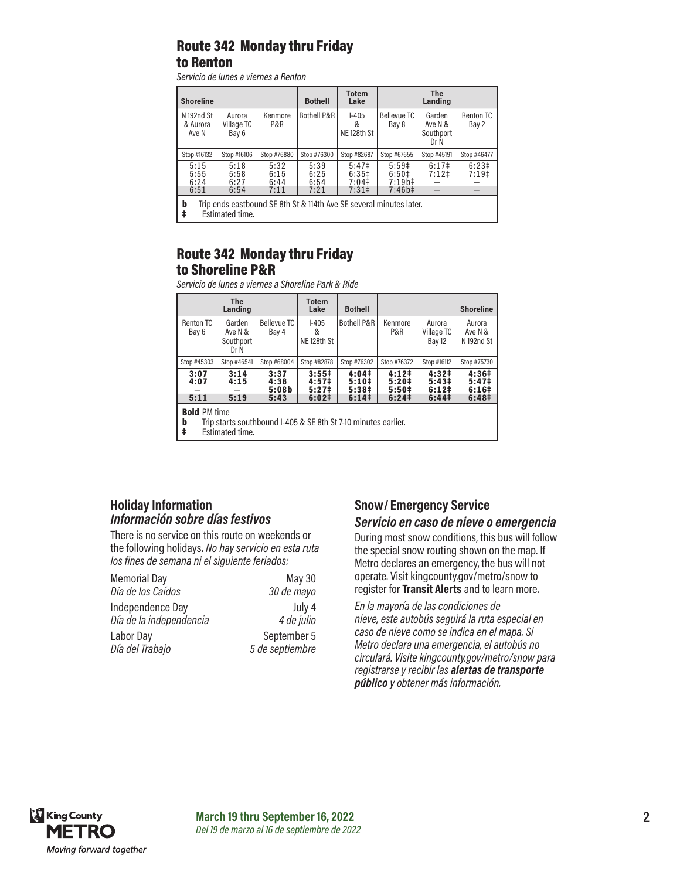## Route 342 Monday thru Friday to Renton

*Servicio de lunes a viernes a Renton*

| Shoreline | | | Bothell | Totem Lake | | The Landing | |
|---|---|---|---|---|---|---|---|
| N 192nd St & Aurora Ave N | Aurora Village TC Bay 6 | Kenmore P&R | Bothell P&R | I-405 & NE 128th St | Bellevue TC Bay 8 | Garden Ave N & Southport Dr N | Renton TC Bay 2 |
| Stop #16132 | Stop #16106 | Stop #76880 | Stop #76300 | Stop #82687 | Stop #67655 | Stop #45191 | Stop #46477 |
| 5:15 | 5:18 | 5:32 | 5:39 | 5:47‡ | 5:59‡ | 6:17‡ | 6:23‡ |
| 5:55 | 5:58 | 6:15 | 6:25 | 6:35‡ | 6:50‡ | 7:12‡ | 7:19‡ |
| 6:24 | 6:27 | 6:44 | 6:54 | 7:04‡ | 7:19b‡ | — | — |
| 6:51 | 6:54 | 7:11 | 7:21 | 7:31‡ | 7:46b‡ | — | — |

**b** Trip ends eastbound SE 8th St & 114th Ave SE several minutes later.
**‡** Estimated time.

## Route 342 Monday thru Friday to Shoreline P&R

*Servicio de lunes a viernes a Shoreline Park & Ride*

| | The Landing | | Totem Lake | Bothell | | | Shoreline |
|---|---|---|---|---|---|---|---|
| Renton TC Bay 6 | Garden Ave N & Southport Dr N | Bellevue TC Bay 4 | I-405 & NE 128th St | Bothell P&R | Kenmore P&R | Aurora Village TC Bay 12 | Aurora Ave N & N 192nd St |
| Stop #45303 | Stop #46541 | Stop #68004 | Stop #82878 | Stop #76302 | Stop #76372 | Stop #16112 | Stop #75730 |
| **3:07** | **3:14** | **3:37** | **3:55‡** | **4:04‡** | **4:12‡** | **4:32‡** | **4:36‡** |
| **4:07** | **4:15** | **4:38** | **4:57‡** | **5:10‡** | **5:20‡** | **5:43‡** | **5:47‡** |
| — | — | **5:08b** | **5:27‡** | **5:38‡** | **5:50‡** | **6:12‡** | **6:16‡** |
| **5:11** | **5:19** | **5:43** | **6:02‡** | **6:14‡** | **6:24‡** | **6:44‡** | **6:48‡** |

**Bold** PM time
**b** Trip starts southbound I-405 & SE 8th St 7-10 minutes earlier.
**‡** Estimated time.

### Holiday Information
### *Información sobre días festivos*

There is no service on this route on weekends or the following holidays. *No hay servicio en esta ruta los fines de semana ni el siguiente feriados:*

| | |
|---|---|
| Memorial Day | May 30 |
| *Día de los Caídos* | *30 de mayo* |
| Independence Day | July 4 |
| *Día de la independencia* | *4 de julio* |
| Labor Day | September 5 |
| *Día del Trabajo* | *5 de septiembre* |

### Snow/Emergency Service
### *Servicio en caso de nieve o emergencia*

During most snow conditions, this bus will follow the special snow routing shown on the map. If Metro declares an emergency, the bus will not operate. Visit kingcounty.gov/metro/snow to register for **Transit Alerts** and to learn more.

*En la mayoría de las condiciones de nieve, este autobús seguirá la ruta especial en caso de nieve como se indica en el mapa. Si Metro declara una emergencia, el autobús no circulará. Visite kingcounty.gov/metro/snow para registrarse y recibir las* ***alertas de transporte público*** *y obtener más información.*

King County METRO
Moving forward together

**March 19 thru September 16, 2022**
*Del 19 de marzo al 16 de septiembre de 2022*